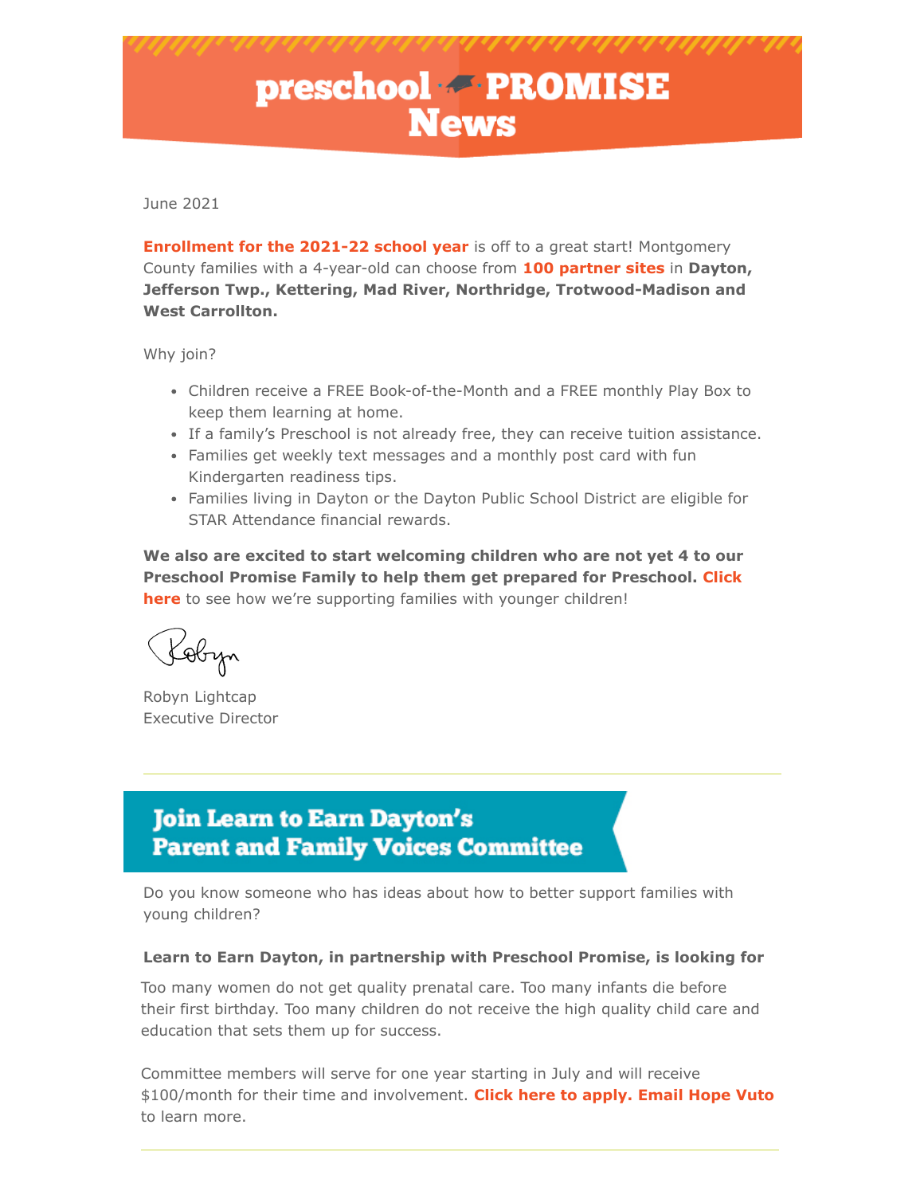# preschool PROMISE News

June 2021

**Enrollment for the 2021-22 school year** is off to a great start! Montgomery County families with a 4-year-old can choose from **100 partner sites** in **Dayton, Jefferson Twp., Kettering, Mad River, Northridge, Trotwood-Madison and West Carrollton.**

Why join?

- Children receive a FREE Book-of-the-Month and a FREE monthly Play Box to keep them learning at home.
- If a family's Preschool is not already free, they can receive tuition assistance.
- Families get weekly text messages and a monthly post card with fun Kindergarten readiness tips.
- Families living in Dayton or the Dayton Public School District are eligible for STAR Attendance financial rewards.

**We also are excited to start welcoming children who are not yet 4 to our Preschool Promise Family to help them get prepared for Preschool. Click here** to see how we're supporting families with younger children!

Robyn

Robyn Lightcap
Executive Director

---

## Join Learn to Earn Dayton's Parent and Family Voices Committee

Do you know someone who has ideas about how to better support families with young children?

**Learn to Earn Dayton, in partnership with Preschool Promise, is looking for**

Too many women do not get quality prenatal care. Too many infants die before their first birthday. Too many children do not receive the high quality child care and education that sets them up for success.

Committee members will serve for one year starting in July and will receive $100/month for their time and involvement. **Click here to apply. Email Hope Vuto** to learn more.

---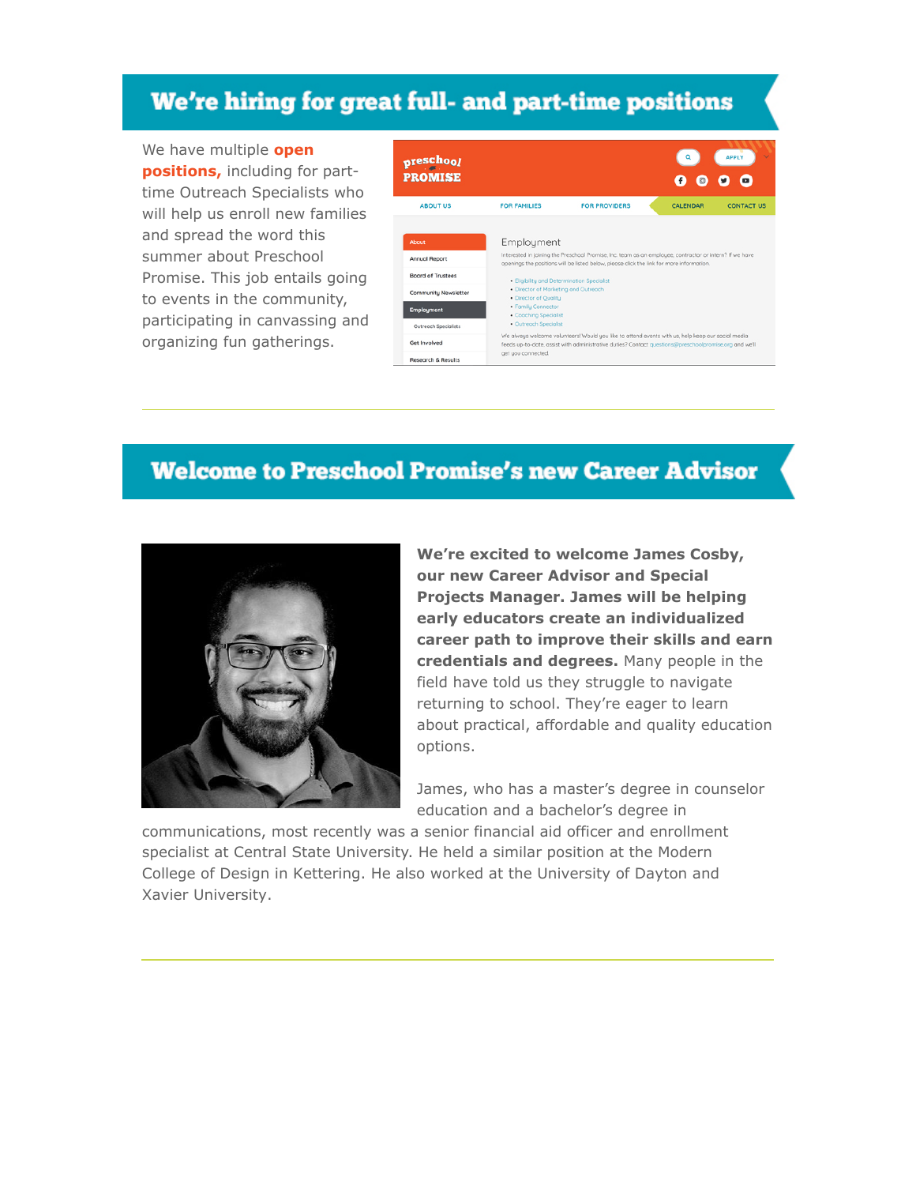## We're hiring for great full- and part-time positions

We have multiple **open positions,** including for part-time Outreach Specialists who will help us enroll new families and spread the word this summer about Preschool Promise. This job entails going to events in the community, participating in canvassing and organizing fun gatherings.

---

## Welcome to Preschool Promise's new Career Advisor

**We're excited to welcome James Cosby, our new Career Advisor and Special Projects Manager. James will be helping early educators create an individualized career path to improve their skills and earn credentials and degrees.** Many people in the field have told us they struggle to navigate returning to school. They're eager to learn about practical, affordable and quality education options.

James, who has a master's degree in counselor education and a bachelor's degree in communications, most recently was a senior financial aid officer and enrollment specialist at Central State University. He held a similar position at the Modern College of Design in Kettering. He also worked at the University of Dayton and Xavier University.

---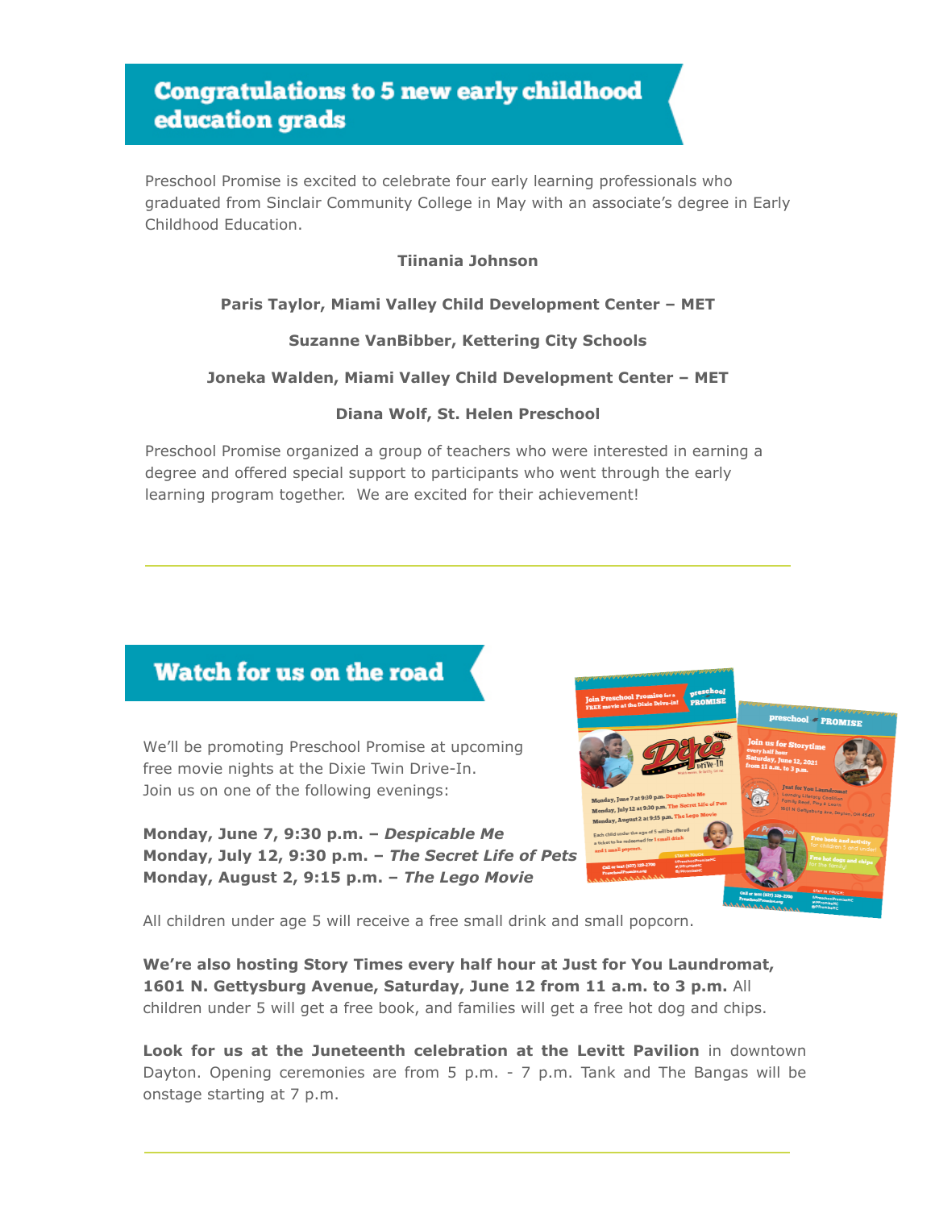## Congratulations to 5 new early childhood education grads

Preschool Promise is excited to celebrate four early learning professionals who graduated from Sinclair Community College in May with an associate's degree in Early Childhood Education.

**Tiinania Johnson**

**Paris Taylor, Miami Valley Child Development Center – MET**

**Suzanne VanBibber, Kettering City Schools**

**Joneka Walden, Miami Valley Child Development Center – MET**

**Diana Wolf, St. Helen Preschool**

Preschool Promise organized a group of teachers who were interested in earning a degree and offered special support to participants who went through the early learning program together. We are excited for their achievement!

---

## Watch for us on the road

We'll be promoting Preschool Promise at upcoming free movie nights at the Dixie Twin Drive-In. Join us on one of the following evenings:

**Monday, June 7, 9:30 p.m. – *Despicable Me***
**Monday, July 12, 9:30 p.m. – *The Secret Life of Pets***
**Monday, August 2, 9:15 p.m. – *The Lego Movie***

All children under age 5 will receive a free small drink and small popcorn.

**We're also hosting Story Times every half hour at Just for You Laundromat, 1601 N. Gettysburg Avenue, Saturday, June 12 from 11 a.m. to 3 p.m.** All children under 5 will get a free book, and families will get a free hot dog and chips.

**Look for us at the Juneteenth celebration at the Levitt Pavilion** in downtown Dayton. Opening ceremonies are from 5 p.m. - 7 p.m. Tank and The Bangas will be onstage starting at 7 p.m.

---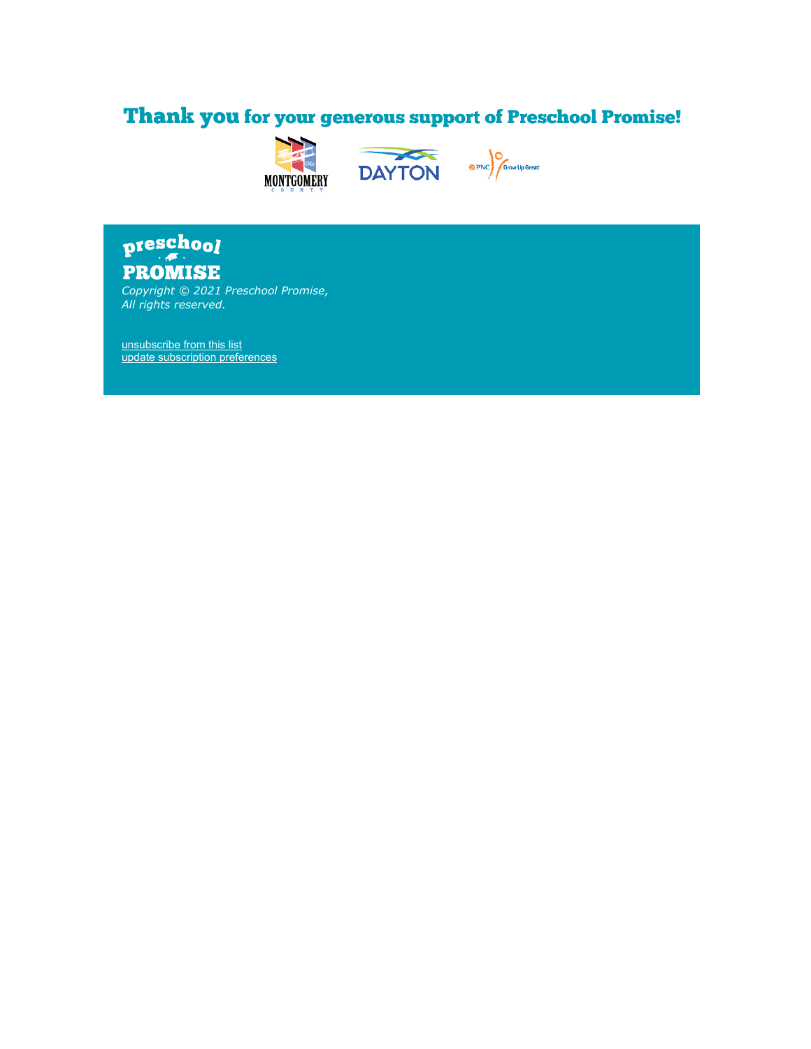## Thank you for your generous support of Preschool Promise!

MONTGOMERY COUNTY

DAYTON

PNC Grow Up Great

preschool PROMISE

*Copyright © 2021 Preschool Promise, All rights reserved.*

unsubscribe from this list
update subscription preferences